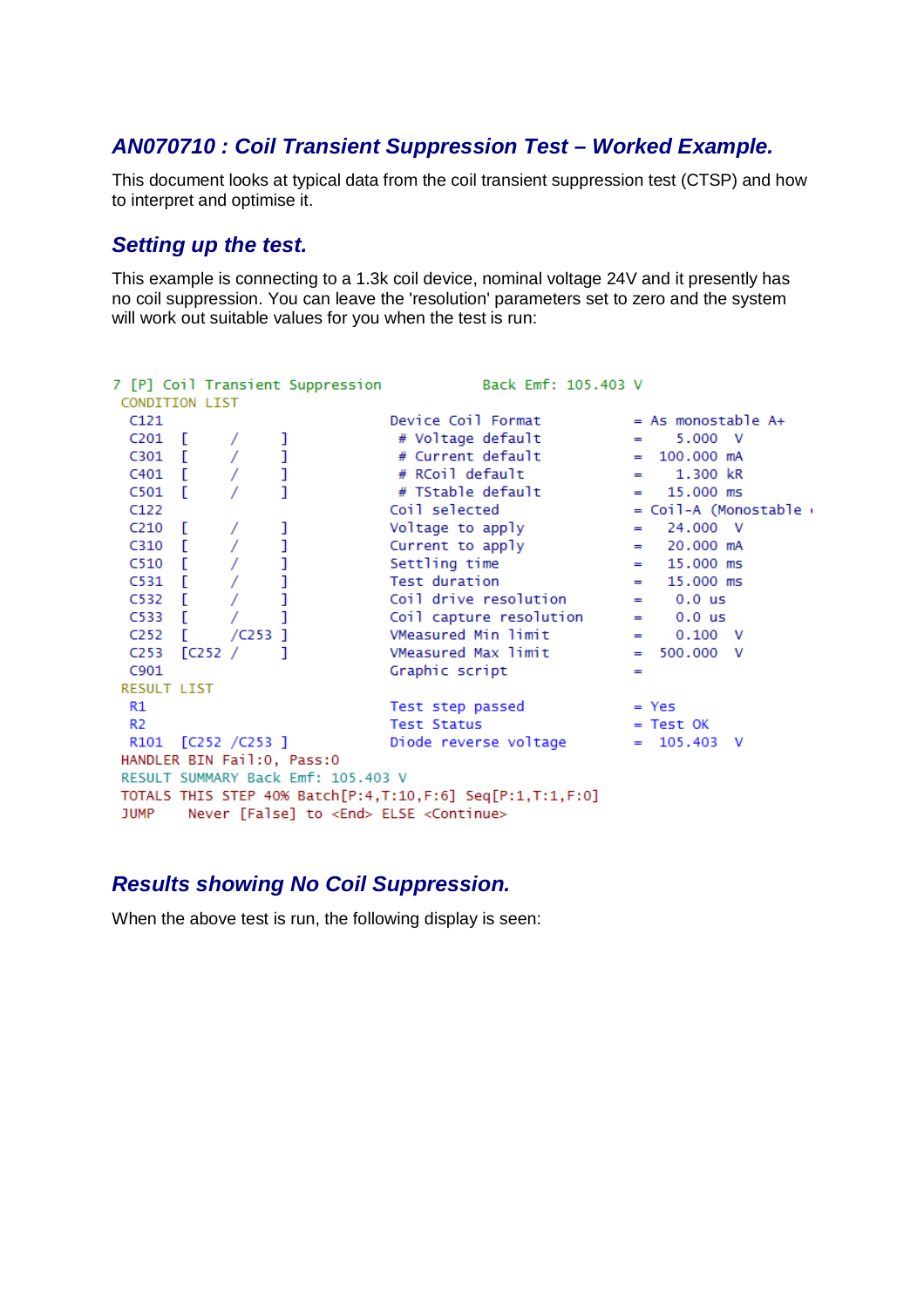## *AN070710 : Coil Transient Suppression Test – Worked Example.*

This document looks at typical data from the coil transient suppression test (CTSP) and how to interpret and optimise it.

## *Setting up the test.*

This example is connecting to a 1.3k coil device, nominal voltage 24V and it presently has no coil suppression. You can leave the 'resolution' parameters set to zero and the system will work out suitable values for you when the test is run:

```
7 [P] Coil Transient Suppression              Back Emf: 105.403 V
 CONDITION LIST
  C121                            Device Coil Format         = As monostable A+
  C201  [     /     ]              # Voltage default         =    5.000  V
  C301  [     /     ]              # Current default         =  100.000 mA
  C401  [     /     ]              # RCoil default           =    1.300 kR
  C501  [     /     ]              # TStable default         =   15.000 ms
  C122                            Coil selected              = Coil-A (Monostable
  C210  [     /     ]             Voltage to apply           =   24.000  V
  C310  [     /     ]             Current to apply           =   20.000 mA
  C510  [     /     ]             Settling time              =   15.000 ms
  C531  [     /     ]             Test duration              =   15.000 ms
  C532  [     /     ]             Coil drive resolution      =    0.0 us
  C533  [     /     ]             Coil capture resolution    =    0.0 us
  C252  [     /C253 ]             VMeasured Min limit        =    0.100  V
  C253  [C252 /     ]             VMeasured Max limit        =  500.000  V
  C901                            Graphic script             =
 RESULT LIST
  R1                              Test step passed           = Yes
  R2                              Test Status                = Test OK
  R101  [C252 /C253 ]             Diode reverse voltage      =  105.403  V
 HANDLER BIN Fail:0, Pass:0
 RESULT SUMMARY Back Emf: 105.403 V
 TOTALS THIS STEP 40% Batch[P:4,T:10,F:6] Seq[P:1,T:1,F:0]
 JUMP    Never [False] to <End> ELSE <Continue>
```

## *Results showing No Coil Suppression.*

When the above test is run, the following display is seen: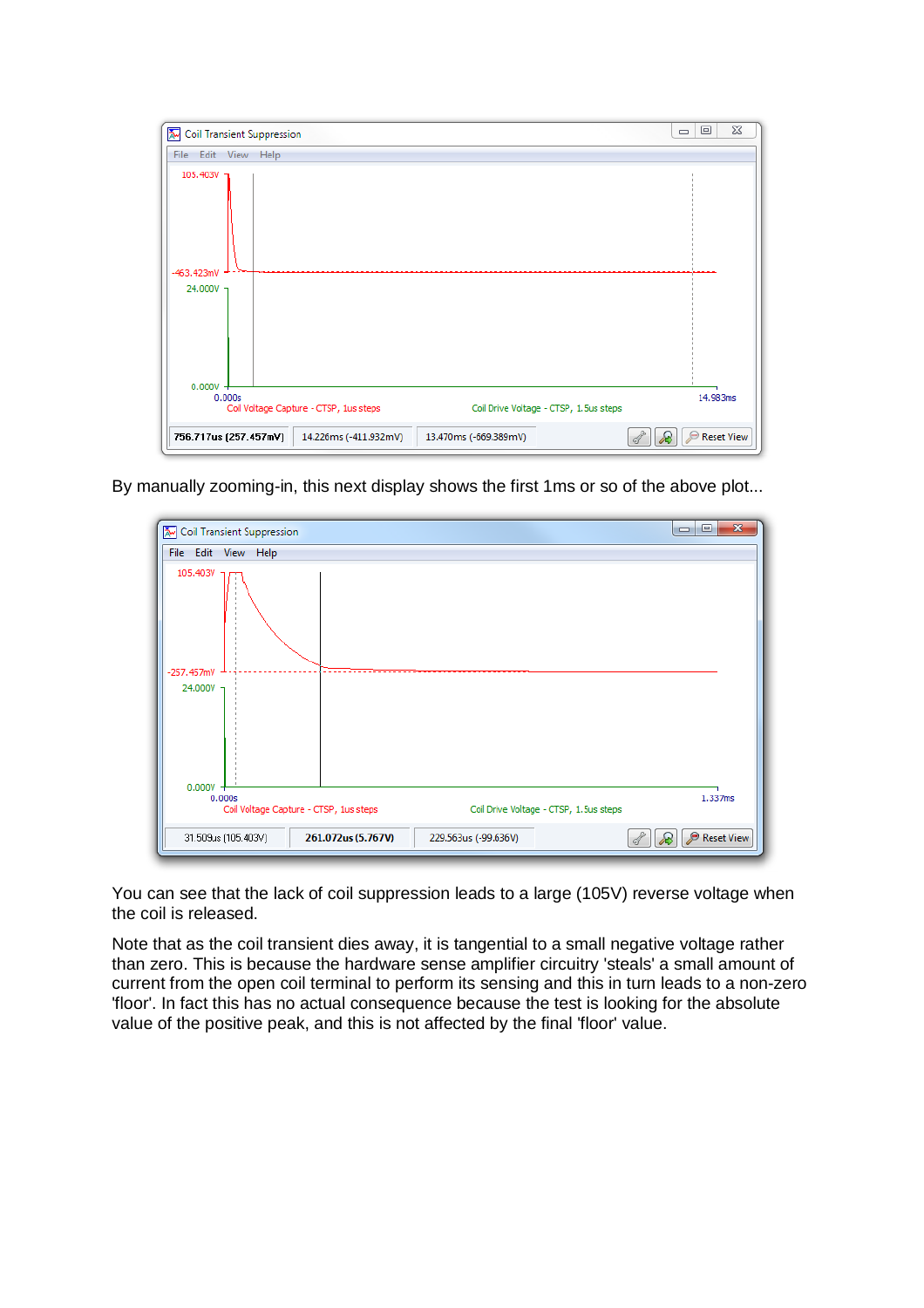By manually zooming-in, this next display shows the first 1ms or so of the above plot...

You can see that the lack of coil suppression leads to a large (105V) reverse voltage when the coil is released.

Note that as the coil transient dies away, it is tangential to a small negative voltage rather than zero. This is because the hardware sense amplifier circuitry 'steals' a small amount of current from the open coil terminal to perform its sensing and this in turn leads to a non-zero 'floor'. In fact this has no actual consequence because the test is looking for the absolute value of the positive peak, and this is not affected by the final 'floor' value.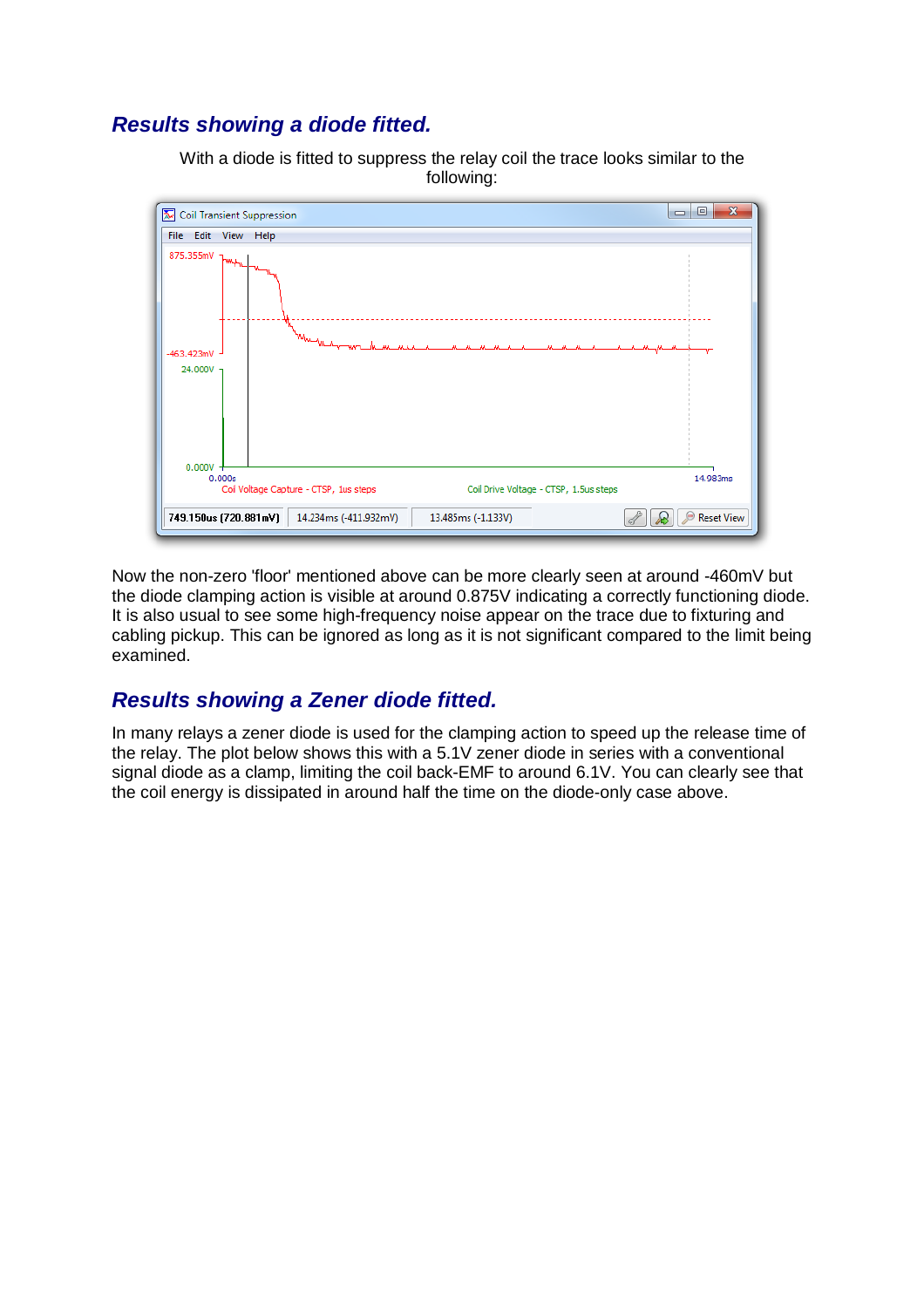## *Results showing a diode fitted.*

With a diode is fitted to suppress the relay coil the trace looks similar to the following:

Now the non-zero 'floor' mentioned above can be more clearly seen at around -460mV but the diode clamping action is visible at around 0.875V indicating a correctly functioning diode. It is also usual to see some high-frequency noise appear on the trace due to fixturing and cabling pickup. This can be ignored as long as it is not significant compared to the limit being examined.

## *Results showing a Zener diode fitted.*

In many relays a zener diode is used for the clamping action to speed up the release time of the relay. The plot below shows this with a 5.1V zener diode in series with a conventional signal diode as a clamp, limiting the coil back-EMF to around 6.1V. You can clearly see that the coil energy is dissipated in around half the time on the diode-only case above.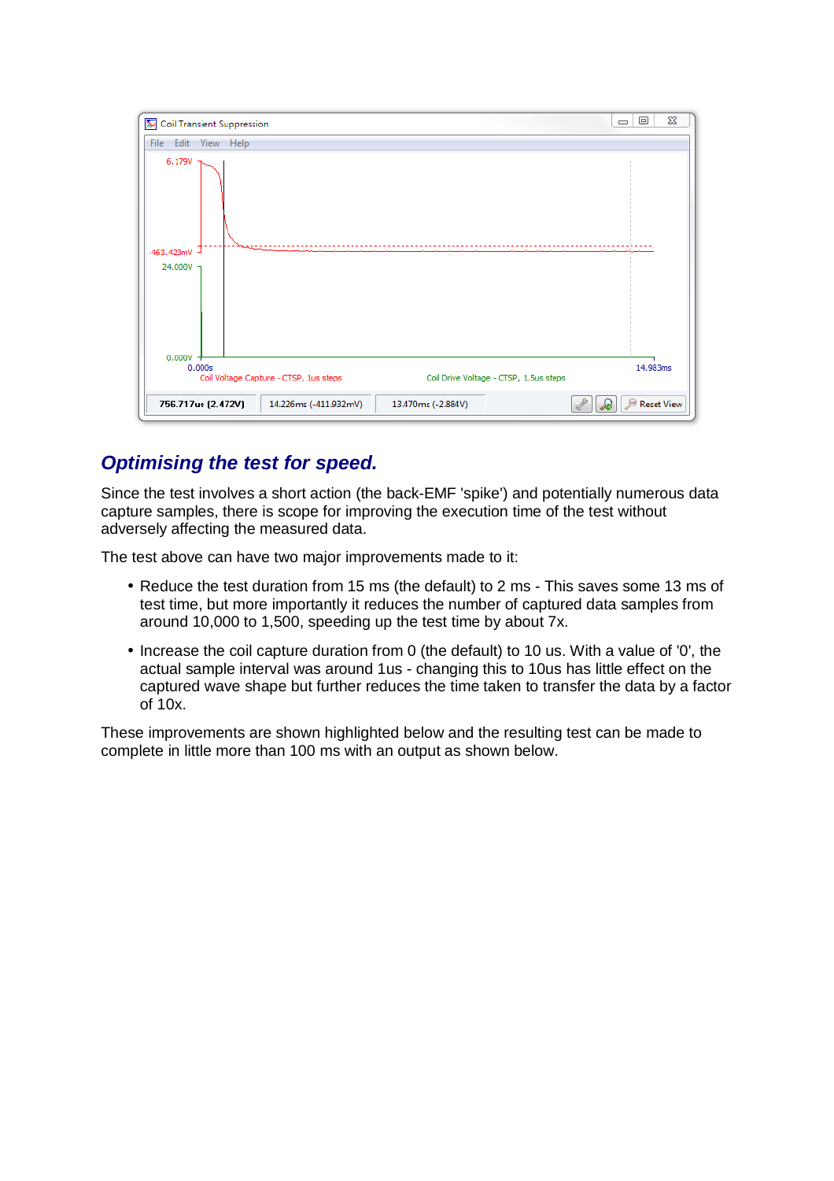## *Optimising the test for speed.*

Since the test involves a short action (the back-EMF 'spike') and potentially numerous data capture samples, there is scope for improving the execution time of the test without adversely affecting the measured data.

The test above can have two major improvements made to it:

- Reduce the test duration from 15 ms (the default) to 2 ms - This saves some 13 ms of test time, but more importantly it reduces the number of captured data samples from around 10,000 to 1,500, speeding up the test time by about 7x.
- Increase the coil capture duration from 0 (the default) to 10 us. With a value of '0', the actual sample interval was around 1us - changing this to 10us has little effect on the captured wave shape but further reduces the time taken to transfer the data by a factor of 10x.

These improvements are shown highlighted below and the resulting test can be made to complete in little more than 100 ms with an output as shown below.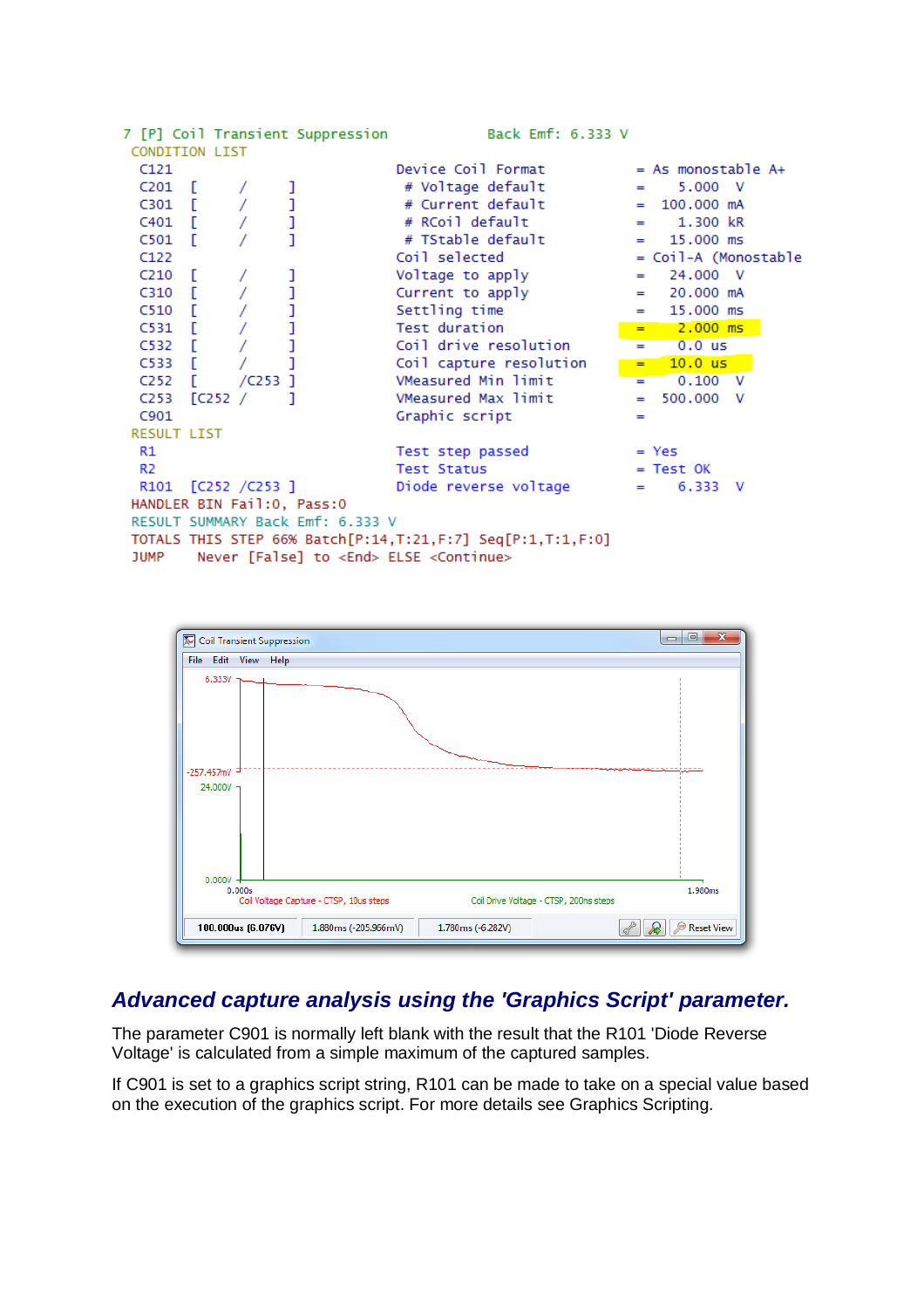```
7 [P] Coil Transient Suppression              Back Emf: 6.333 V
 CONDITION LIST
  C121                                Device Coil Format          = As monostable A+
  C201  [     /     ]                  # Voltage default          =     5.000  V
  C301  [     /     ]                  # Current default          =   100.000 mA
  C401  [     /     ]                  # RCoil default            =     1.300 kR
  C501  [     /     ]                  # TStable default          =    15.000 ms
  C122                                Coil selected               = Coil-A (Monostable
  C210  [     /     ]                 Voltage to apply            =    24.000  V
  C310  [     /     ]                 Current to apply            =    20.000 mA
  C510  [     /     ]                 Settling time               =    15.000 ms
  C531  [     /     ]                 Test duration               =     2.000 ms
  C532  [     /     ]                 Coil drive resolution       =     0.0 us
  C533  [     /     ]                 Coil capture resolution     =    10.0 us
  C252  [     /C253 ]                 VMeasured Min limit         =     0.100  V
  C253  [C252 /     ]                 VMeasured Max limit         =   500.000  V
  C901                                Graphic script              =
 RESULT LIST
  R1                                  Test step passed            = Yes
  R2                                  Test Status                 = Test OK
  R101  [C252 /C253 ]                 Diode reverse voltage       =     6.333  V
 HANDLER BIN Fail:0, Pass:0
 RESULT SUMMARY Back Emf: 6.333 V
 TOTALS THIS STEP 66% Batch[P:14,T:21,F:7] Seq[P:1,T:1,F:0]
 JUMP    Never [False] to <End> ELSE <Continue>
```

Coil Transient Suppression

File Edit View Help

6.333V

-257.457mV

24.000V

0.000V

0.000s

1.900ms

Coil Voltage Capture - CTSP, 10us steps

Coil Drive Voltage - CTSP, 200ns steps

100.000us (6.076V)

1.880ms (-205.966mV)

1.780ms (-6.282V)

Reset View

## *Advanced capture analysis using the 'Graphics Script' parameter.*

The parameter C901 is normally left blank with the result that the R101 'Diode Reverse Voltage' is calculated from a simple maximum of the captured samples.

If C901 is set to a graphics script string, R101 can be made to take on a special value based on the execution of the graphics script. For more details see Graphics Scripting.